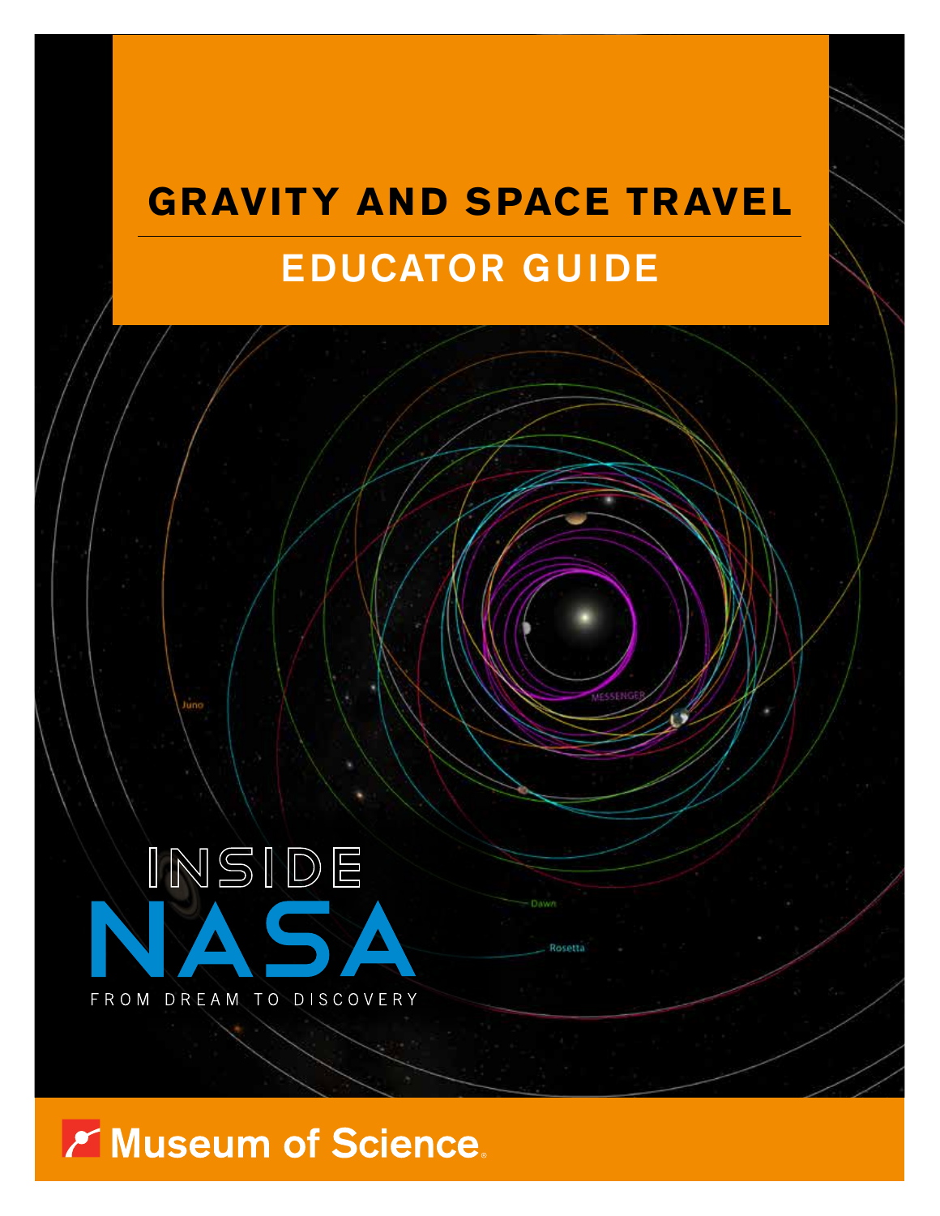# GRAVITY AND SPACE TRAVEL

## EDUCATOR GUIDE

INSIDE NASA

FROM DREAM TO DISCOVERY

Museum of Science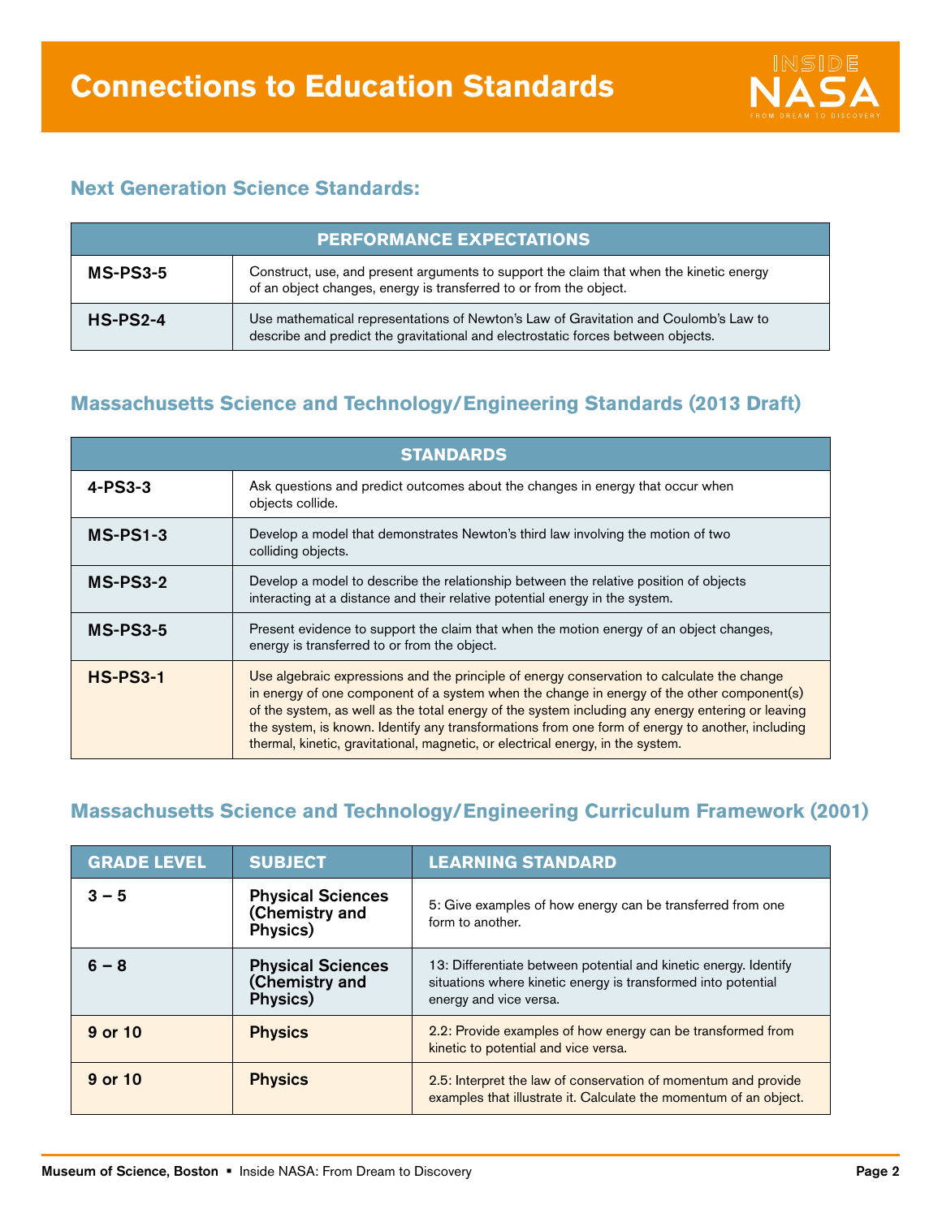# Connections to Education Standards

## Next Generation Science Standards:

| PERFORMANCE EXPECTATIONS | |
|---|---|
| **MS-PS3-5** | Construct, use, and present arguments to support the claim that when the kinetic energy of an object changes, energy is transferred to or from the object. |
| **HS-PS2-4** | Use mathematical representations of Newton's Law of Gravitation and Coulomb's Law to describe and predict the gravitational and electrostatic forces between objects. |

## Massachusetts Science and Technology/Engineering Standards (2013 Draft)

| STANDARDS | |
|---|---|
| **4-PS3-3** | Ask questions and predict outcomes about the changes in energy that occur when objects collide. |
| **MS-PS1-3** | Develop a model that demonstrates Newton's third law involving the motion of two colliding objects. |
| **MS-PS3-2** | Develop a model to describe the relationship between the relative position of objects interacting at a distance and their relative potential energy in the system. |
| **MS-PS3-5** | Present evidence to support the claim that when the motion energy of an object changes, energy is transferred to or from the object. |
| **HS-PS3-1** | Use algebraic expressions and the principle of energy conservation to calculate the change in energy of one component of a system when the change in energy of the other component(s) of the system, as well as the total energy of the system including any energy entering or leaving the system, is known. Identify any transformations from one form of energy to another, including thermal, kinetic, gravitational, magnetic, or electrical energy, in the system. |

## Massachusetts Science and Technology/Engineering Curriculum Framework (2001)

| GRADE LEVEL | SUBJECT | LEARNING STANDARD |
|---|---|---|
| **3 – 5** | **Physical Sciences (Chemistry and Physics)** | 5: Give examples of how energy can be transferred from one form to another. |
| **6 – 8** | **Physical Sciences (Chemistry and Physics)** | 13: Differentiate between potential and kinetic energy. Identify situations where kinetic energy is transformed into potential energy and vice versa. |
| **9 or 10** | **Physics** | 2.2: Provide examples of how energy can be transformed from kinetic to potential and vice versa. |
| **9 or 10** | **Physics** | 2.5: Interpret the law of conservation of momentum and provide examples that illustrate it. Calculate the momentum of an object. |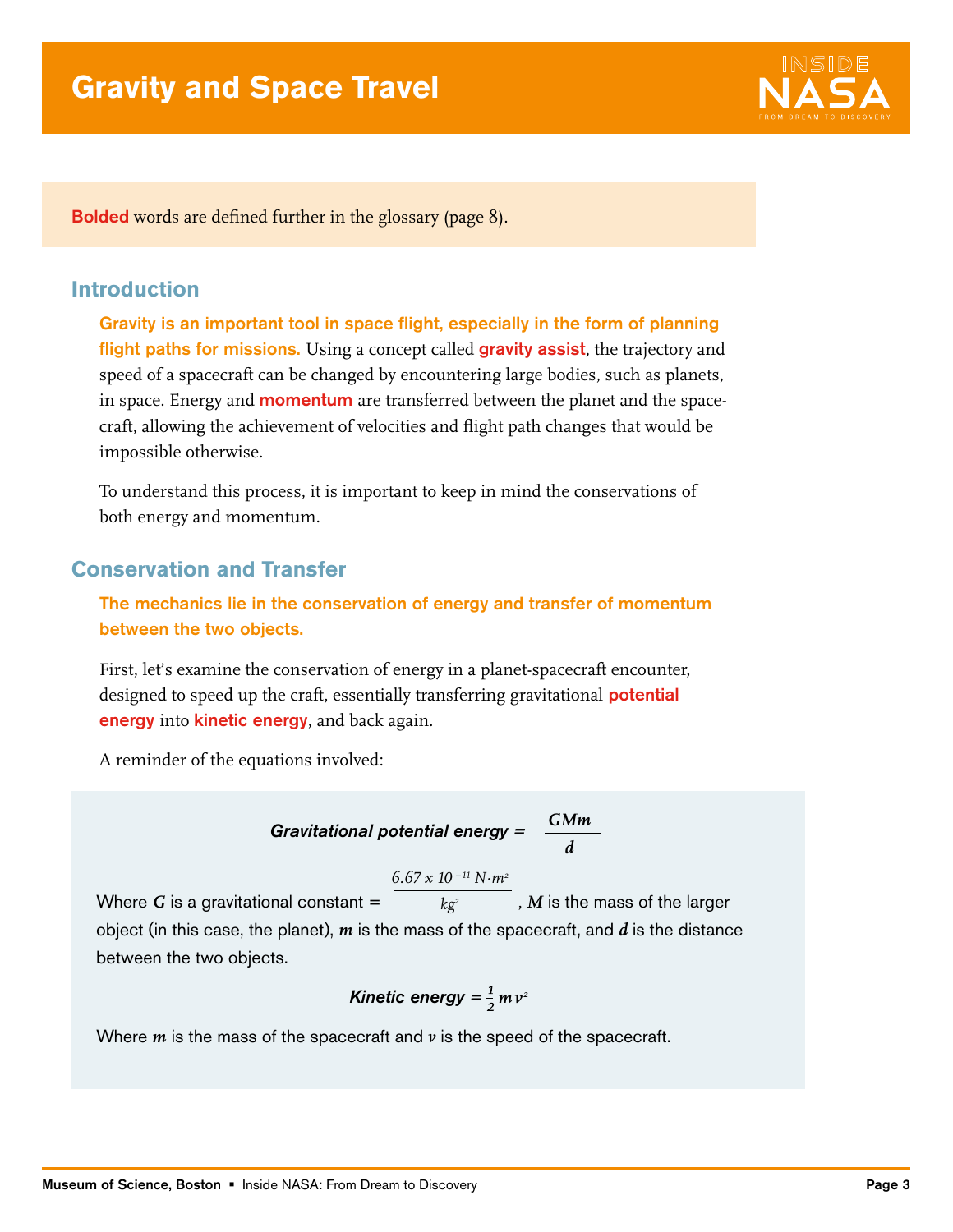# Gravity and Space Travel

**Bolded** words are defined further in the glossary (page 8).

## Introduction

**Gravity is an important tool in space flight, especially in the form of planning flight paths for missions.** Using a concept called **gravity assist**, the trajectory and speed of a spacecraft can be changed by encountering large bodies, such as planets, in space. Energy and **momentum** are transferred between the planet and the spacecraft, allowing the achievement of velocities and flight path changes that would be impossible otherwise.

To understand this process, it is important to keep in mind the conservations of both energy and momentum.

## Conservation and Transfer

**The mechanics lie in the conservation of energy and transfer of momentum between the two objects.**

First, let's examine the conservation of energy in a planet-spacecraft encounter, designed to speed up the craft, essentially transferring gravitational **potential energy** into **kinetic energy**, and back again.

A reminder of the equations involved:

$$\textit{Gravitational potential energy} = \frac{GMm}{d}$$

Where $G$ is a gravitational constant = $\frac{6.67 \times 10^{-11}\ N \cdot m^2}{kg^2}$, $M$ is the mass of the larger object (in this case, the planet), $m$ is the mass of the spacecraft, and $d$ is the distance between the two objects.

$$\textit{Kinetic energy} = \frac{1}{2} m v^2$$

Where $m$ is the mass of the spacecraft and $v$ is the speed of the spacecraft.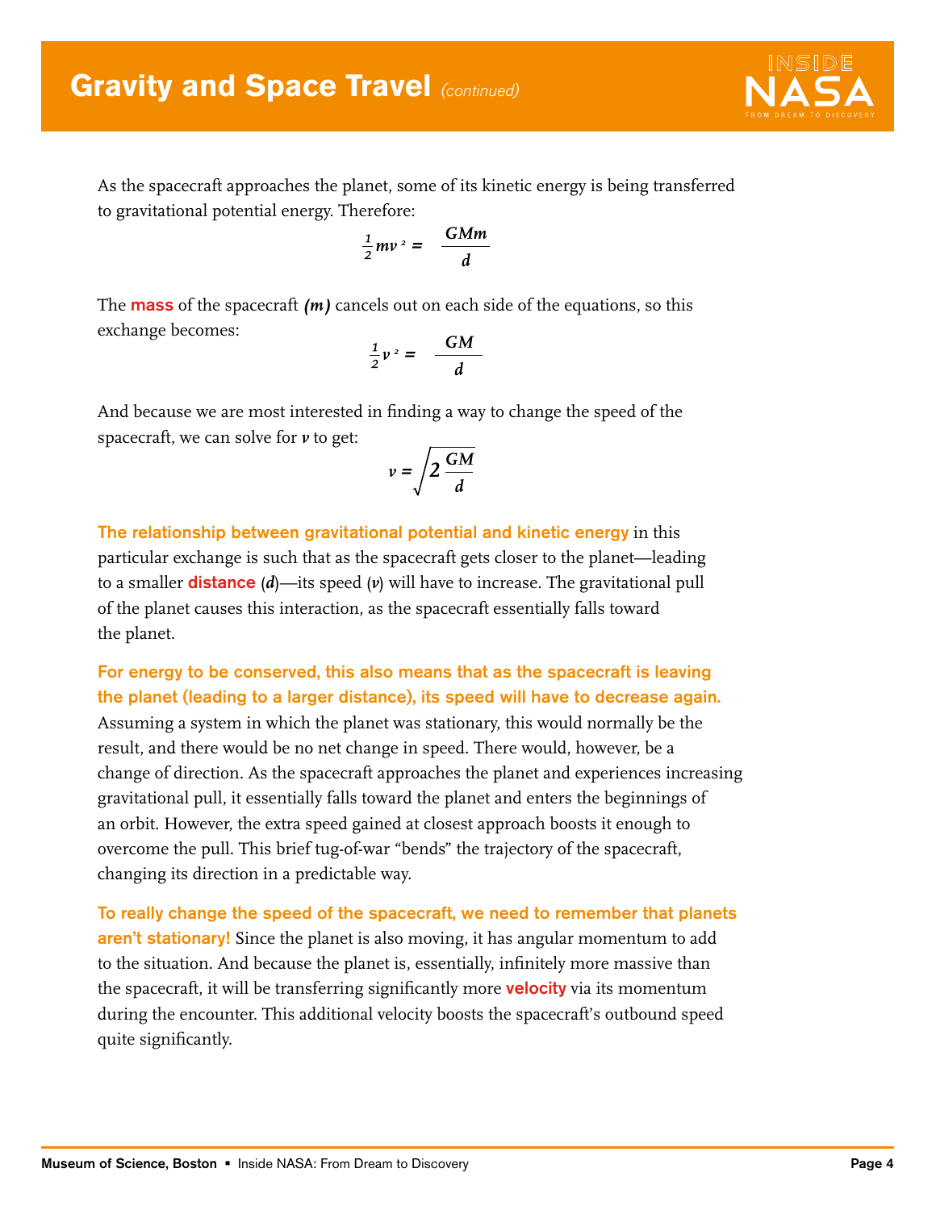# Gravity and Space Travel *(continued)*

As the spacecraft approaches the planet, some of its kinetic energy is being transferred to gravitational potential energy. Therefore:

$$\frac{1}{2}mv^2 = \frac{GMm}{d}$$

The **mass** of the spacecraft ***(m)*** cancels out on each side of the equations, so this exchange becomes:

$$\frac{1}{2}v^2 = \frac{GM}{d}$$

And because we are most interested in finding a way to change the speed of the spacecraft, we can solve for ***v*** to get:

$$v = \sqrt{2\frac{GM}{d}}$$

**The relationship between gravitational potential and kinetic energy** in this particular exchange is such that as the spacecraft gets closer to the planet—leading to a smaller **distance** (*d*)—its speed (*v*) will have to increase. The gravitational pull of the planet causes this interaction, as the spacecraft essentially falls toward the planet.

**For energy to be conserved, this also means that as the spacecraft is leaving the planet (leading to a larger distance), its speed will have to decrease again.** Assuming a system in which the planet was stationary, this would normally be the result, and there would be no net change in speed. There would, however, be a change of direction. As the spacecraft approaches the planet and experiences increasing gravitational pull, it essentially falls toward the planet and enters the beginnings of an orbit. However, the extra speed gained at closest approach boosts it enough to overcome the pull. This brief tug-of-war "bends" the trajectory of the spacecraft, changing its direction in a predictable way.

**To really change the speed of the spacecraft, we need to remember that planets aren't stationary!** Since the planet is also moving, it has angular momentum to add to the situation. And because the planet is, essentially, infinitely more massive than the spacecraft, it will be transferring significantly more **velocity** via its momentum during the encounter. This additional velocity boosts the spacecraft's outbound speed quite significantly.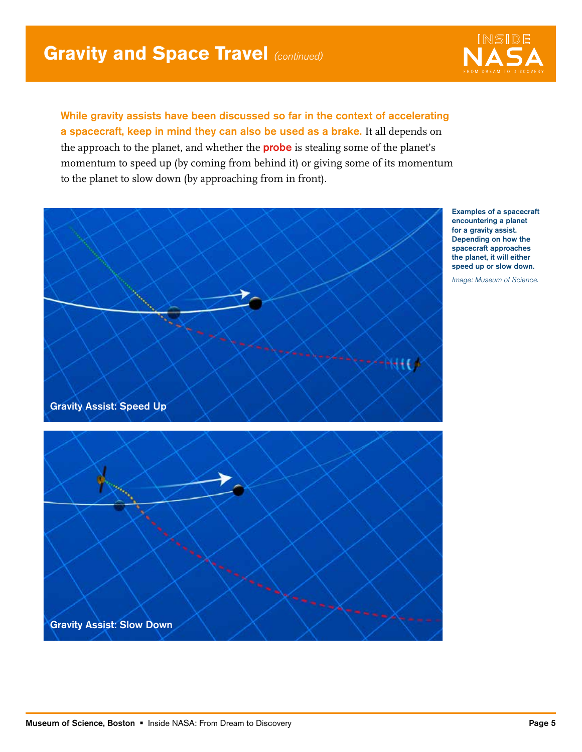## Gravity and Space Travel *(continued)*

**While gravity assists have been discussed so far in the context of accelerating a spacecraft, keep in mind they can also be used as a brake.** It all depends on the approach to the planet, and whether the **probe** is stealing some of the planet's momentum to speed up (by coming from behind it) or giving some of its momentum to the planet to slow down (by approaching from in front).

Gravity Assist: Speed Up

Gravity Assist: Slow Down

**Examples of a spacecraft encountering a planet for a gravity assist. Depending on how the spacecraft approaches the planet, it will either speed up or slow down.**

*Image: Museum of Science.*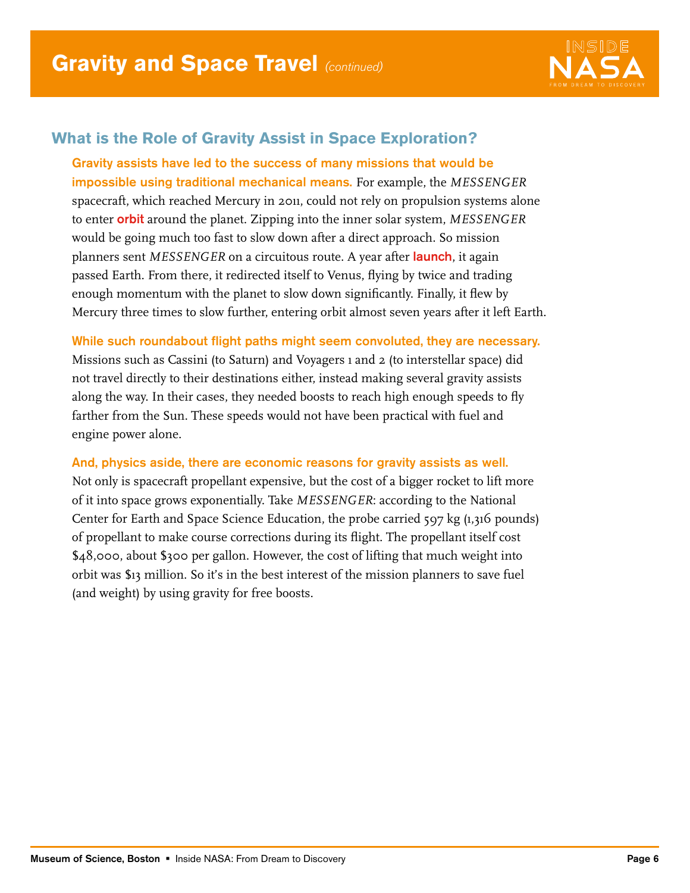# Gravity and Space Travel *(continued)*

## What is the Role of Gravity Assist in Space Exploration?

**Gravity assists have led to the success of many missions that would be impossible using traditional mechanical means.** For example, the *MESSENGER* spacecraft, which reached Mercury in 2011, could not rely on propulsion systems alone to enter **orbit** around the planet. Zipping into the inner solar system, *MESSENGER* would be going much too fast to slow down after a direct approach. So mission planners sent *MESSENGER* on a circuitous route. A year after **launch**, it again passed Earth. From there, it redirected itself to Venus, flying by twice and trading enough momentum with the planet to slow down significantly. Finally, it flew by Mercury three times to slow further, entering orbit almost seven years after it left Earth.

**While such roundabout flight paths might seem convoluted, they are necessary.** Missions such as Cassini (to Saturn) and Voyagers 1 and 2 (to interstellar space) did not travel directly to their destinations either, instead making several gravity assists along the way. In their cases, they needed boosts to reach high enough speeds to fly farther from the Sun. These speeds would not have been practical with fuel and engine power alone.

**And, physics aside, there are economic reasons for gravity assists as well.** Not only is spacecraft propellant expensive, but the cost of a bigger rocket to lift more of it into space grows exponentially. Take *MESSENGER*: according to the National Center for Earth and Space Science Education, the probe carried 597 kg (1,316 pounds) of propellant to make course corrections during its flight. The propellant itself cost $48,000, about $300 per gallon. However, the cost of lifting that much weight into orbit was $13 million. So it's in the best interest of the mission planners to save fuel (and weight) by using gravity for free boosts.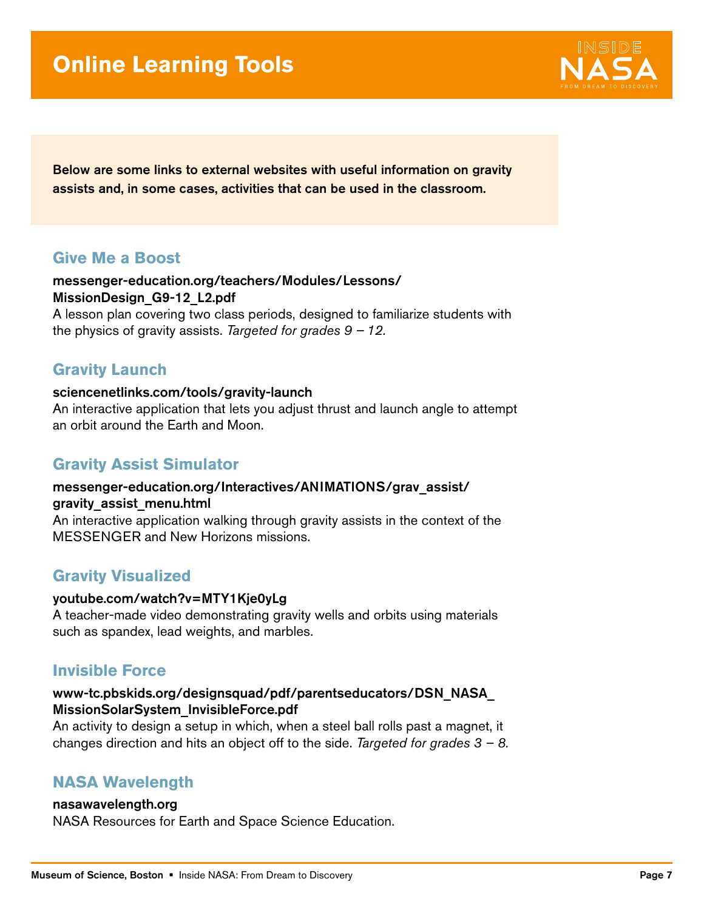# Online Learning Tools

**Below are some links to external websites with useful information on gravity assists and, in some cases, activities that can be used in the classroom.**

## Give Me a Boost

**messenger-education.org/teachers/Modules/Lessons/MissionDesign_G9-12_L2.pdf**

A lesson plan covering two class periods, designed to familiarize students with the physics of gravity assists. *Targeted for grades 9 – 12.*

## Gravity Launch

**sciencenetlinks.com/tools/gravity-launch**

An interactive application that lets you adjust thrust and launch angle to attempt an orbit around the Earth and Moon.

## Gravity Assist Simulator

**messenger-education.org/Interactives/ANIMATIONS/grav_assist/gravity_assist_menu.html**

An interactive application walking through gravity assists in the context of the MESSENGER and New Horizons missions.

## Gravity Visualized

**youtube.com/watch?v=MTY1Kje0yLg**

A teacher-made video demonstrating gravity wells and orbits using materials such as spandex, lead weights, and marbles.

## Invisible Force

**www-tc.pbskids.org/designsquad/pdf/parentseducators/DSN_NASA_MissionSolarSystem_InvisibleForce.pdf**

An activity to design a setup in which, when a steel ball rolls past a magnet, it changes direction and hits an object off to the side. *Targeted for grades 3 – 8.*

## NASA Wavelength

**nasawavelength.org**

NASA Resources for Earth and Space Science Education.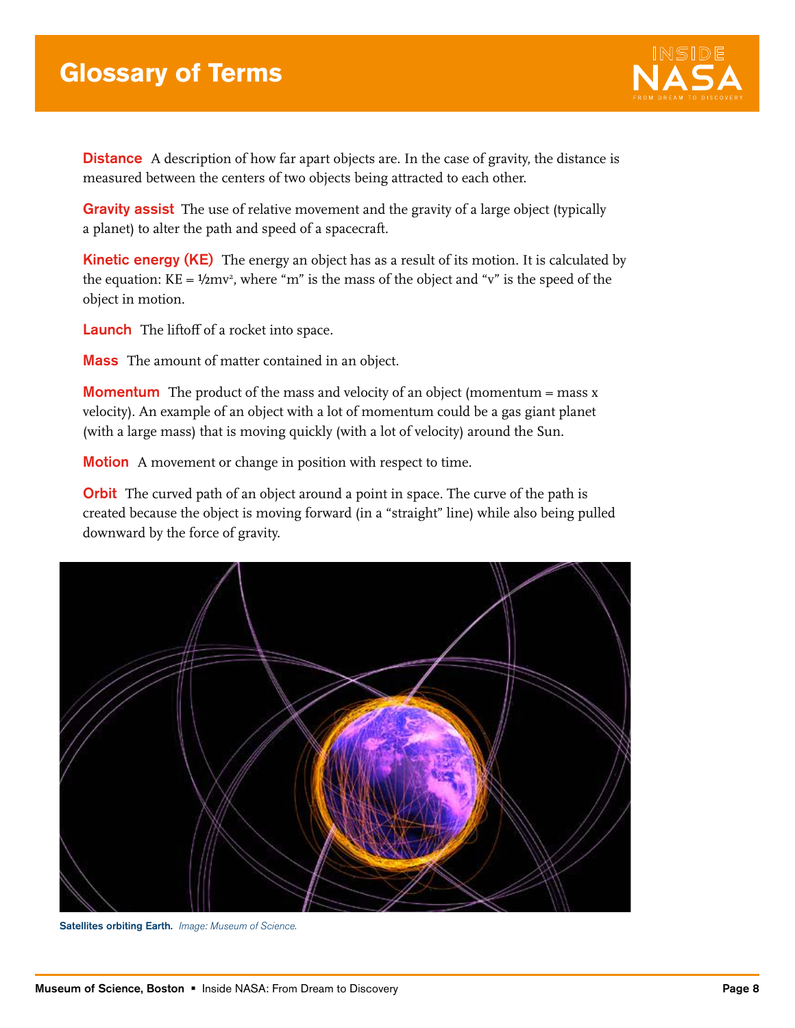# Glossary of Terms

**Distance** A description of how far apart objects are. In the case of gravity, the distance is measured between the centers of two objects being attracted to each other.

**Gravity assist** The use of relative movement and the gravity of a large object (typically a planet) to alter the path and speed of a spacecraft.

**Kinetic energy (KE)** The energy an object has as a result of its motion. It is calculated by the equation: $KE = \frac{1}{2}mv^2$, where "m" is the mass of the object and "v" is the speed of the object in motion.

**Launch** The liftoff of a rocket into space.

**Mass** The amount of matter contained in an object.

**Momentum** The product of the mass and velocity of an object (momentum = mass x velocity). An example of an object with a lot of momentum could be a gas giant planet (with a large mass) that is moving quickly (with a lot of velocity) around the Sun.

**Motion** A movement or change in position with respect to time.

**Orbit** The curved path of an object around a point in space. The curve of the path is created because the object is moving forward (in a "straight" line) while also being pulled downward by the force of gravity.

**Satellites orbiting Earth.** *Image: Museum of Science.*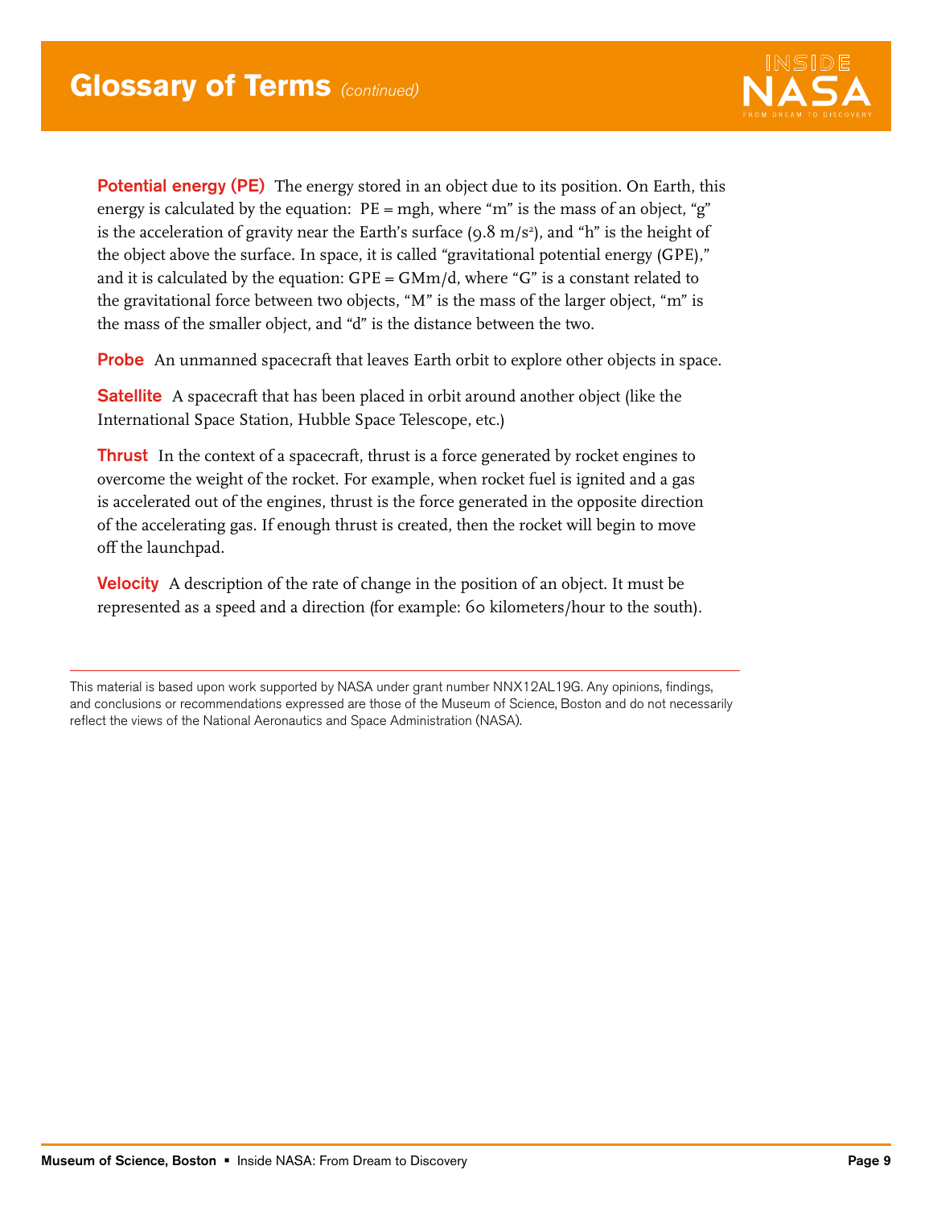# Glossary of Terms *(continued)*

**Potential energy (PE)** The energy stored in an object due to its position. On Earth, this energy is calculated by the equation: $PE = mgh$, where "m" is the mass of an object, "g" is the acceleration of gravity near the Earth's surface (9.8 $m/s^2$), and "h" is the height of the object above the surface. In space, it is called "gravitational potential energy (GPE)," and it is calculated by the equation: $GPE = GMm/d$, where "G" is a constant related to the gravitational force between two objects, "M" is the mass of the larger object, "m" is the mass of the smaller object, and "d" is the distance between the two.

**Probe** An unmanned spacecraft that leaves Earth orbit to explore other objects in space.

**Satellite** A spacecraft that has been placed in orbit around another object (like the International Space Station, Hubble Space Telescope, etc.)

**Thrust** In the context of a spacecraft, thrust is a force generated by rocket engines to overcome the weight of the rocket. For example, when rocket fuel is ignited and a gas is accelerated out of the engines, thrust is the force generated in the opposite direction of the accelerating gas. If enough thrust is created, then the rocket will begin to move off the launchpad.

**Velocity** A description of the rate of change in the position of an object. It must be represented as a speed and a direction (for example: 60 kilometers/hour to the south).

---

This material is based upon work supported by NASA under grant number NNX12AL19G. Any opinions, findings, and conclusions or recommendations expressed are those of the Museum of Science, Boston and do not necessarily reflect the views of the National Aeronautics and Space Administration (NASA).